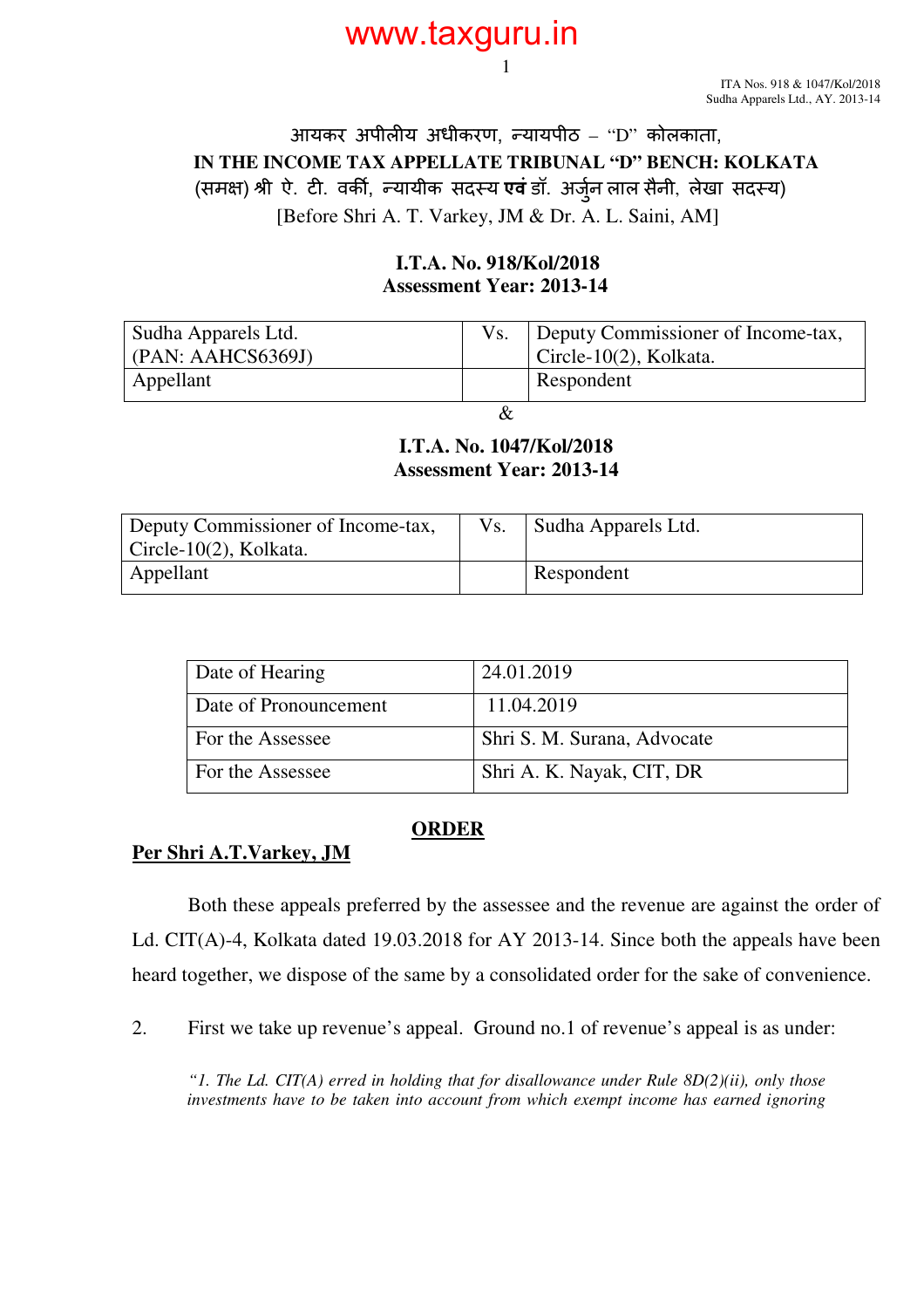आयकर अपीलीय अधीकरण, न्यायपीठ – "D" कोलकाता,

**IN THE INCOME TAX APPELLATE TRIBUNAL "D" BENCH: KOLKATA**

(समक्ष) श्री ऐ. टी. वर्की, न्यायीक सदस्य **एवं** डॉ. अर्जुन लाल सैनी, लेखा सदस्य)

[Before Shri A. T. Varkey, JM & Dr. A. L. Saini, AM]

**I.T.A. No. 918/Kol/2018**
**Assessment Year: 2013-14**

| Sudha Apparels Ltd. (PAN: AAHCS6369J) | Vs. | Deputy Commissioner of Income-tax, Circle-10(2), Kolkata. |
|---|---|---|
| Appellant | | Respondent |

&

**I.T.A. No. 1047/Kol/2018**
**Assessment Year: 2013-14**

| Deputy Commissioner of Income-tax, Circle-10(2), Kolkata. | Vs. | Sudha Apparels Ltd. |
|---|---|---|
| Appellant | | Respondent |

| Date of Hearing | 24.01.2019 |
|---|---|
| Date of Pronouncement | 11.04.2019 |
| For the Assessee | Shri S. M. Surana, Advocate |
| For the Assessee | Shri A. K. Nayak, CIT, DR |

## ORDER

**Per Shri A.T.Varkey, JM**

Both these appeals preferred by the assessee and the revenue are against the order of Ld. CIT(A)-4, Kolkata dated 19.03.2018 for AY 2013-14. Since both the appeals have been heard together, we dispose of the same by a consolidated order for the sake of convenience.

2. First we take up revenue's appeal. Ground no.1 of revenue's appeal is as under:

> *"1. The Ld. CIT(A) erred in holding that for disallowance under Rule 8D(2)(ii), only those investments have to be taken into account from which exempt income has earned ignoring*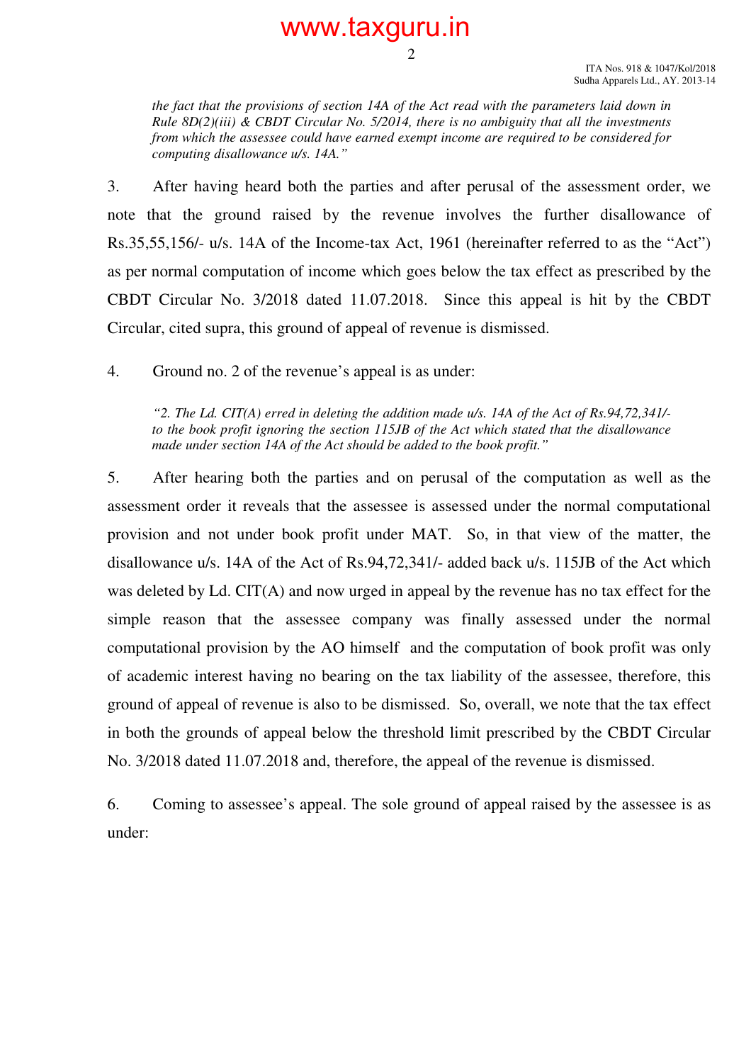*the fact that the provisions of section 14A of the Act read with the parameters laid down in Rule 8D(2)(iii) & CBDT Circular No. 5/2014, there is no ambiguity that all the investments from which the assessee could have earned exempt income are required to be considered for computing disallowance u/s. 14A."*

3. After having heard both the parties and after perusal of the assessment order, we note that the ground raised by the revenue involves the further disallowance of Rs.35,55,156/- u/s. 14A of the Income-tax Act, 1961 (hereinafter referred to as the "Act") as per normal computation of income which goes below the tax effect as prescribed by the CBDT Circular No. 3/2018 dated 11.07.2018. Since this appeal is hit by the CBDT Circular, cited supra, this ground of appeal of revenue is dismissed.

4. Ground no. 2 of the revenue's appeal is as under:

*"2. The Ld. CIT(A) erred in deleting the addition made u/s. 14A of the Act of Rs.94,72,341/- to the book profit ignoring the section 115JB of the Act which stated that the disallowance made under section 14A of the Act should be added to the book profit."*

5. After hearing both the parties and on perusal of the computation as well as the assessment order it reveals that the assessee is assessed under the normal computational provision and not under book profit under MAT. So, in that view of the matter, the disallowance u/s. 14A of the Act of Rs.94,72,341/- added back u/s. 115JB of the Act which was deleted by Ld. CIT(A) and now urged in appeal by the revenue has no tax effect for the simple reason that the assessee company was finally assessed under the normal computational provision by the AO himself and the computation of book profit was only of academic interest having no bearing on the tax liability of the assessee, therefore, this ground of appeal of revenue is also to be dismissed. So, overall, we note that the tax effect in both the grounds of appeal below the threshold limit prescribed by the CBDT Circular No. 3/2018 dated 11.07.2018 and, therefore, the appeal of the revenue is dismissed.

6. Coming to assessee's appeal. The sole ground of appeal raised by the assessee is as under: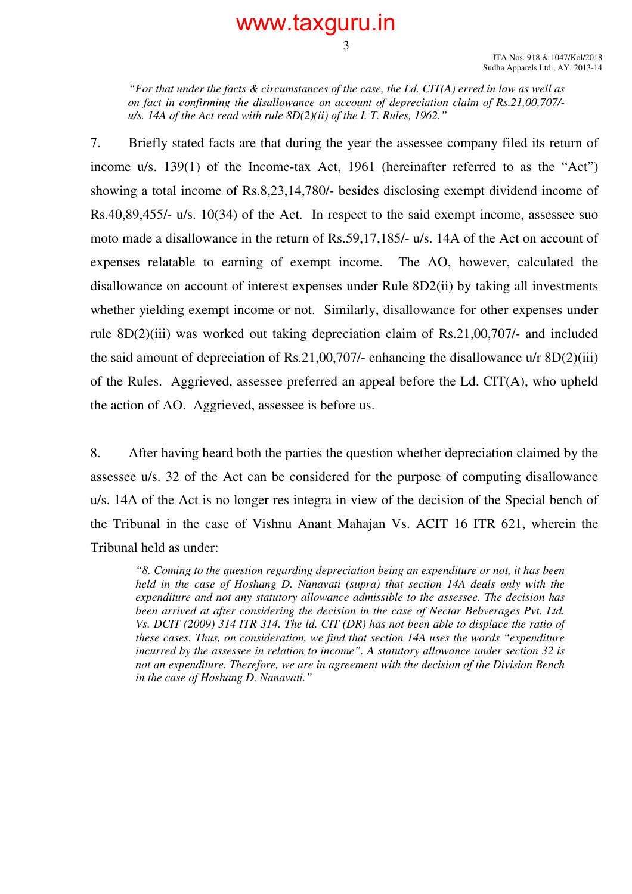*"For that under the facts & circumstances of the case, the Ld. CIT(A) erred in law as well as on fact in confirming the disallowance on account of depreciation claim of Rs.21,00,707/- u/s. 14A of the Act read with rule 8D(2)(ii) of the I. T. Rules, 1962."*

7. Briefly stated facts are that during the year the assessee company filed its return of income u/s. 139(1) of the Income-tax Act, 1961 (hereinafter referred to as the "Act") showing a total income of Rs.8,23,14,780/- besides disclosing exempt dividend income of Rs.40,89,455/- u/s. 10(34) of the Act. In respect to the said exempt income, assessee suo moto made a disallowance in the return of Rs.59,17,185/- u/s. 14A of the Act on account of expenses relatable to earning of exempt income. The AO, however, calculated the disallowance on account of interest expenses under Rule 8D2(ii) by taking all investments whether yielding exempt income or not. Similarly, disallowance for other expenses under rule 8D(2)(iii) was worked out taking depreciation claim of Rs.21,00,707/- and included the said amount of depreciation of Rs.21,00,707/- enhancing the disallowance u/r 8D(2)(iii) of the Rules. Aggrieved, assessee preferred an appeal before the Ld. CIT(A), who upheld the action of AO. Aggrieved, assessee is before us.

8. After having heard both the parties the question whether depreciation claimed by the assessee u/s. 32 of the Act can be considered for the purpose of computing disallowance u/s. 14A of the Act is no longer res integra in view of the decision of the Special bench of the Tribunal in the case of Vishnu Anant Mahajan Vs. ACIT 16 ITR 621, wherein the Tribunal held as under:

> *"8. Coming to the question regarding depreciation being an expenditure or not, it has been held in the case of Hoshang D. Nanavati (supra) that section 14A deals only with the expenditure and not any statutory allowance admissible to the assessee. The decision has been arrived at after considering the decision in the case of Nectar Bebverages Pvt. Ltd. Vs. DCIT (2009) 314 ITR 314. The ld. CIT (DR) has not been able to displace the ratio of these cases. Thus, on consideration, we find that section 14A uses the words "expenditure incurred by the assessee in relation to income". A statutory allowance under section 32 is not an expenditure. Therefore, we are in agreement with the decision of the Division Bench in the case of Hoshang D. Nanavati."*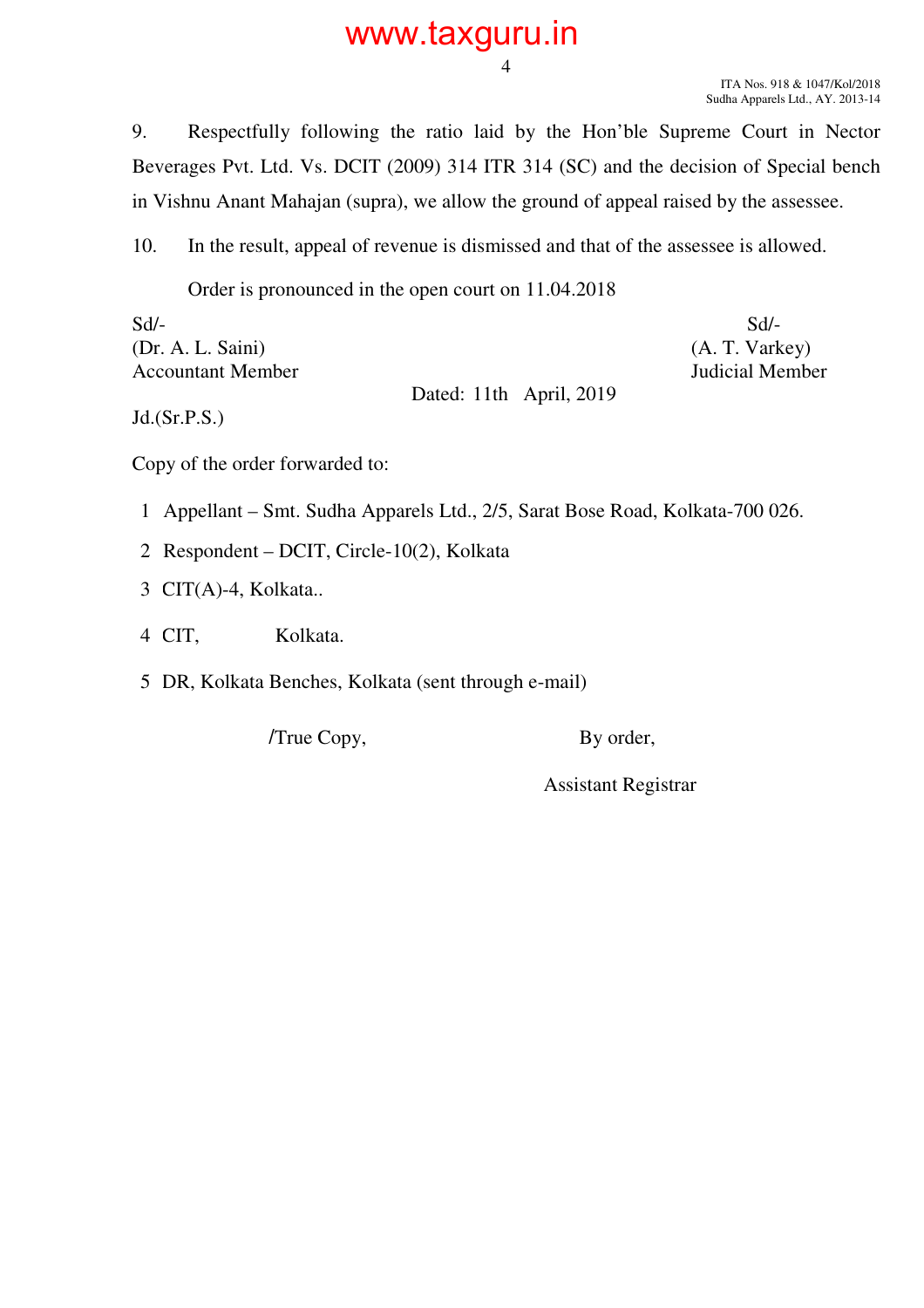9. Respectfully following the ratio laid by the Hon'ble Supreme Court in Nector Beverages Pvt. Ltd. Vs. DCIT (2009) 314 ITR 314 (SC) and the decision of Special bench in Vishnu Anant Mahajan (supra), we allow the ground of appeal raised by the assessee.

10. In the result, appeal of revenue is dismissed and that of the assessee is allowed.

Order is pronounced in the open court on 11.04.2018

| | |
|---|---|
| Sd/- | Sd/- |
| (Dr. A. L. Saini) | (A. T. Varkey) |
| Accountant Member | Judicial Member |

Dated: 11th April, 2019

Jd.(Sr.P.S.)

Copy of the order forwarded to:

1. Appellant – Smt. Sudha Apparels Ltd., 2/5, Sarat Bose Road, Kolkata-700 026.
2. Respondent – DCIT, Circle-10(2), Kolkata
3. CIT(A)-4, Kolkata..
4. CIT, Kolkata.
5. DR, Kolkata Benches, Kolkata (sent through e-mail)

/True Copy, By order,

Assistant Registrar